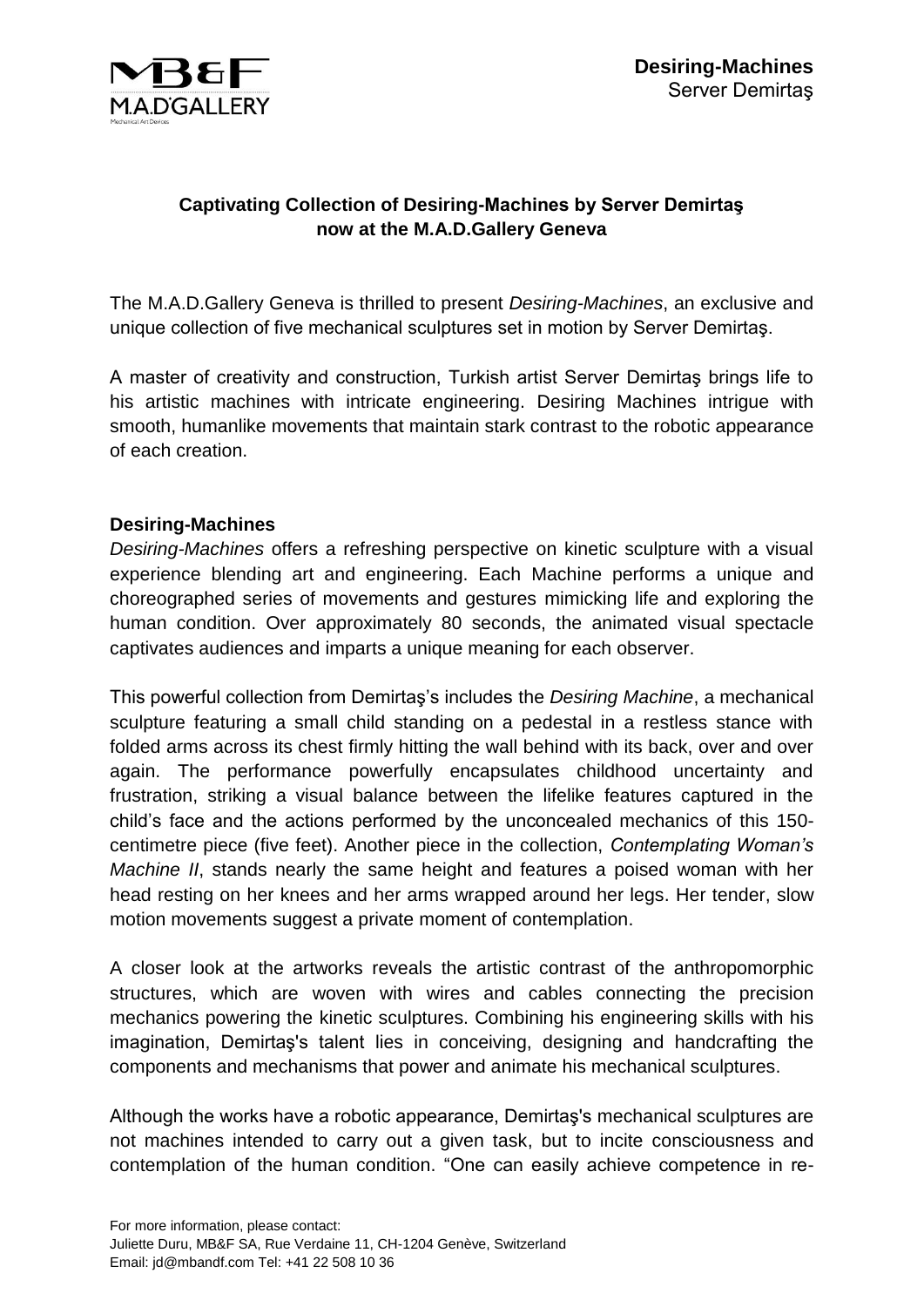**Desiring-Machines**
Server Demirtaş

### Captivating Collection of Desiring-Machines by Server Demirtaş now at the M.A.D.Gallery Geneva

The M.A.D.Gallery Geneva is thrilled to present *Desiring-Machines*, an exclusive and unique collection of five mechanical sculptures set in motion by Server Demirtaş.

A master of creativity and construction, Turkish artist Server Demirtaş brings life to his artistic machines with intricate engineering. Desiring Machines intrigue with smooth, humanlike movements that maintain stark contrast to the robotic appearance of each creation.

**Desiring-Machines**

*Desiring-Machines* offers a refreshing perspective on kinetic sculpture with a visual experience blending art and engineering. Each Machine performs a unique and choreographed series of movements and gestures mimicking life and exploring the human condition. Over approximately 80 seconds, the animated visual spectacle captivates audiences and imparts a unique meaning for each observer.

This powerful collection from Demirtaş's includes the *Desiring Machine*, a mechanical sculpture featuring a small child standing on a pedestal in a restless stance with folded arms across its chest firmly hitting the wall behind with its back, over and over again. The performance powerfully encapsulates childhood uncertainty and frustration, striking a visual balance between the lifelike features captured in the child's face and the actions performed by the unconcealed mechanics of this 150-centimetre piece (five feet). Another piece in the collection, *Contemplating Woman's Machine II*, stands nearly the same height and features a poised woman with her head resting on her knees and her arms wrapped around her legs. Her tender, slow motion movements suggest a private moment of contemplation.

A closer look at the artworks reveals the artistic contrast of the anthropomorphic structures, which are woven with wires and cables connecting the precision mechanics powering the kinetic sculptures. Combining his engineering skills with his imagination, Demirtaş's talent lies in conceiving, designing and handcrafting the components and mechanisms that power and animate his mechanical sculptures.

Although the works have a robotic appearance, Demirtaş's mechanical sculptures are not machines intended to carry out a given task, but to incite consciousness and contemplation of the human condition. "One can easily achieve competence in re-

For more information, please contact:
Juliette Duru, MB&F SA, Rue Verdaine 11, CH-1204 Genève, Switzerland
Email: jd@mbandf.com Tel: +41 22 508 10 36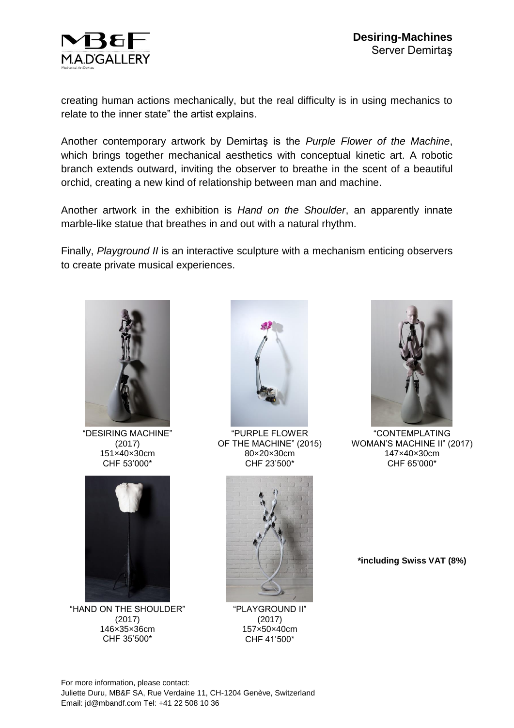creating human actions mechanically, but the real difficulty is in using mechanics to relate to the inner state" the artist explains.

Another contemporary artwork by Demirtaş is the *Purple Flower of the Machine*, which brings together mechanical aesthetics with conceptual kinetic art. A robotic branch extends outward, inviting the observer to breathe in the scent of a beautiful orchid, creating a new kind of relationship between man and machine.

Another artwork in the exhibition is *Hand on the Shoulder*, an apparently innate marble-like statue that breathes in and out with a natural rhythm.

Finally, *Playground II* is an interactive sculpture with a mechanism enticing observers to create private musical experiences.

"DESIRING MACHINE"
(2017)
151×40×30cm
CHF 53'000*

"PURPLE FLOWER OF THE MACHINE" (2015)
80×20×30cm
CHF 23'500*

"CONTEMPLATING WOMAN'S MACHINE II" (2017)
147×40×30cm
CHF 65'000*

"HAND ON THE SHOULDER"
(2017)
146×35×36cm
CHF 35'500*

"PLAYGROUND II"
(2017)
157×50×40cm
CHF 41'500*

**\*including Swiss VAT (8%)**

For more information, please contact:
Juliette Duru, MB&F SA, Rue Verdaine 11, CH-1204 Genève, Switzerland
Email: jd@mbandf.com Tel: +41 22 508 10 36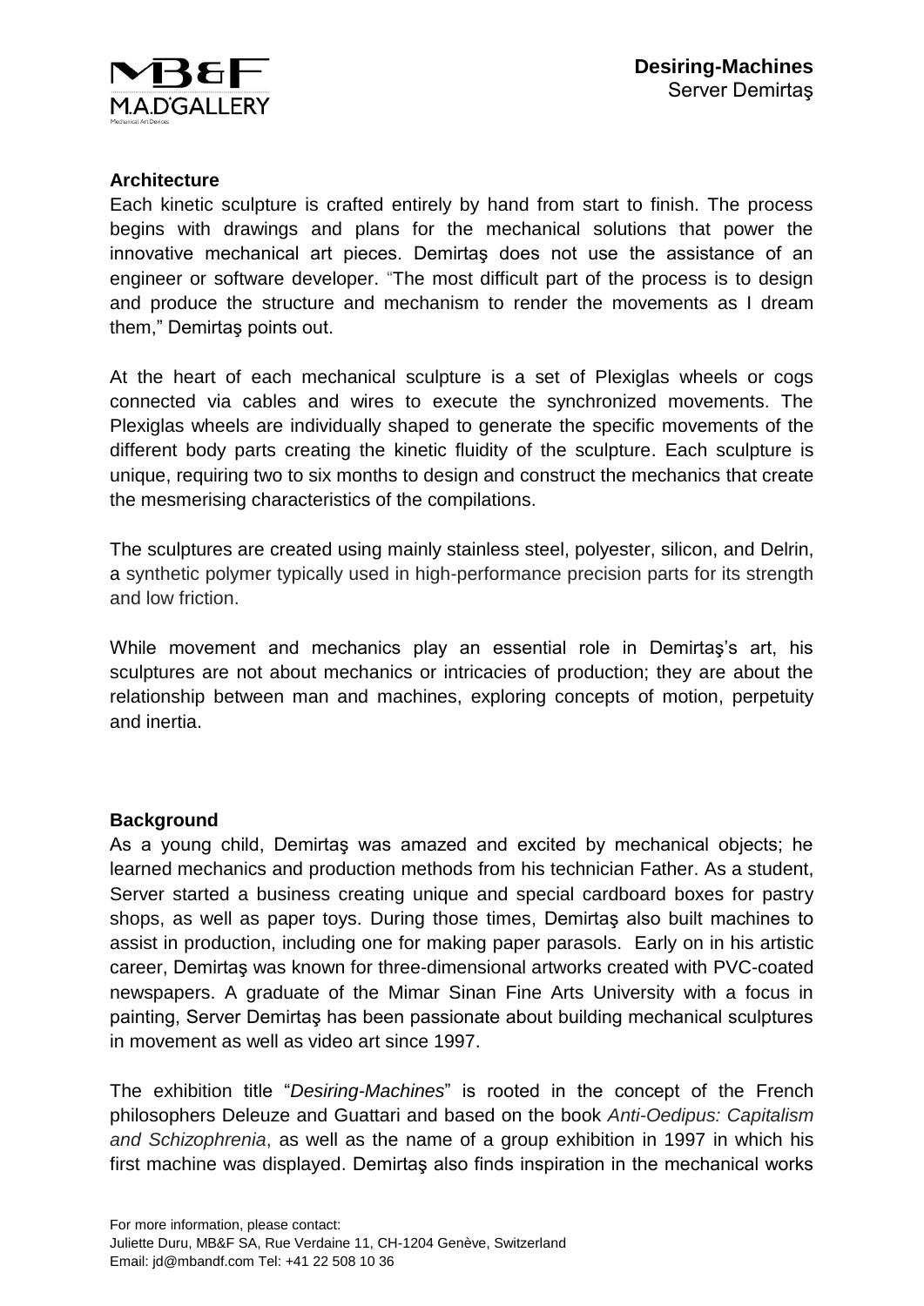## Architecture

Each kinetic sculpture is crafted entirely by hand from start to finish. The process begins with drawings and plans for the mechanical solutions that power the innovative mechanical art pieces. Demirtaş does not use the assistance of an engineer or software developer. "The most difficult part of the process is to design and produce the structure and mechanism to render the movements as I dream them," Demirtaş points out.

At the heart of each mechanical sculpture is a set of Plexiglas wheels or cogs connected via cables and wires to execute the synchronized movements. The Plexiglas wheels are individually shaped to generate the specific movements of the different body parts creating the kinetic fluidity of the sculpture. Each sculpture is unique, requiring two to six months to design and construct the mechanics that create the mesmerising characteristics of the compilations.

The sculptures are created using mainly stainless steel, polyester, silicon, and Delrin, a synthetic polymer typically used in high-performance precision parts for its strength and low friction.

While movement and mechanics play an essential role in Demirtaş's art, his sculptures are not about mechanics or intricacies of production; they are about the relationship between man and machines, exploring concepts of motion, perpetuity and inertia.

## Background

As a young child, Demirtaş was amazed and excited by mechanical objects; he learned mechanics and production methods from his technician Father. As a student, Server started a business creating unique and special cardboard boxes for pastry shops, as well as paper toys. During those times, Demirtaş also built machines to assist in production, including one for making paper parasols. Early on in his artistic career, Demirtaş was known for three-dimensional artworks created with PVC-coated newspapers. A graduate of the Mimar Sinan Fine Arts University with a focus in painting, Server Demirtaş has been passionate about building mechanical sculptures in movement as well as video art since 1997.

The exhibition title "*Desiring-Machines*" is rooted in the concept of the French philosophers Deleuze and Guattari and based on the book *Anti-Oedipus: Capitalism and Schizophrenia*, as well as the name of a group exhibition in 1997 in which his first machine was displayed. Demirtaş also finds inspiration in the mechanical works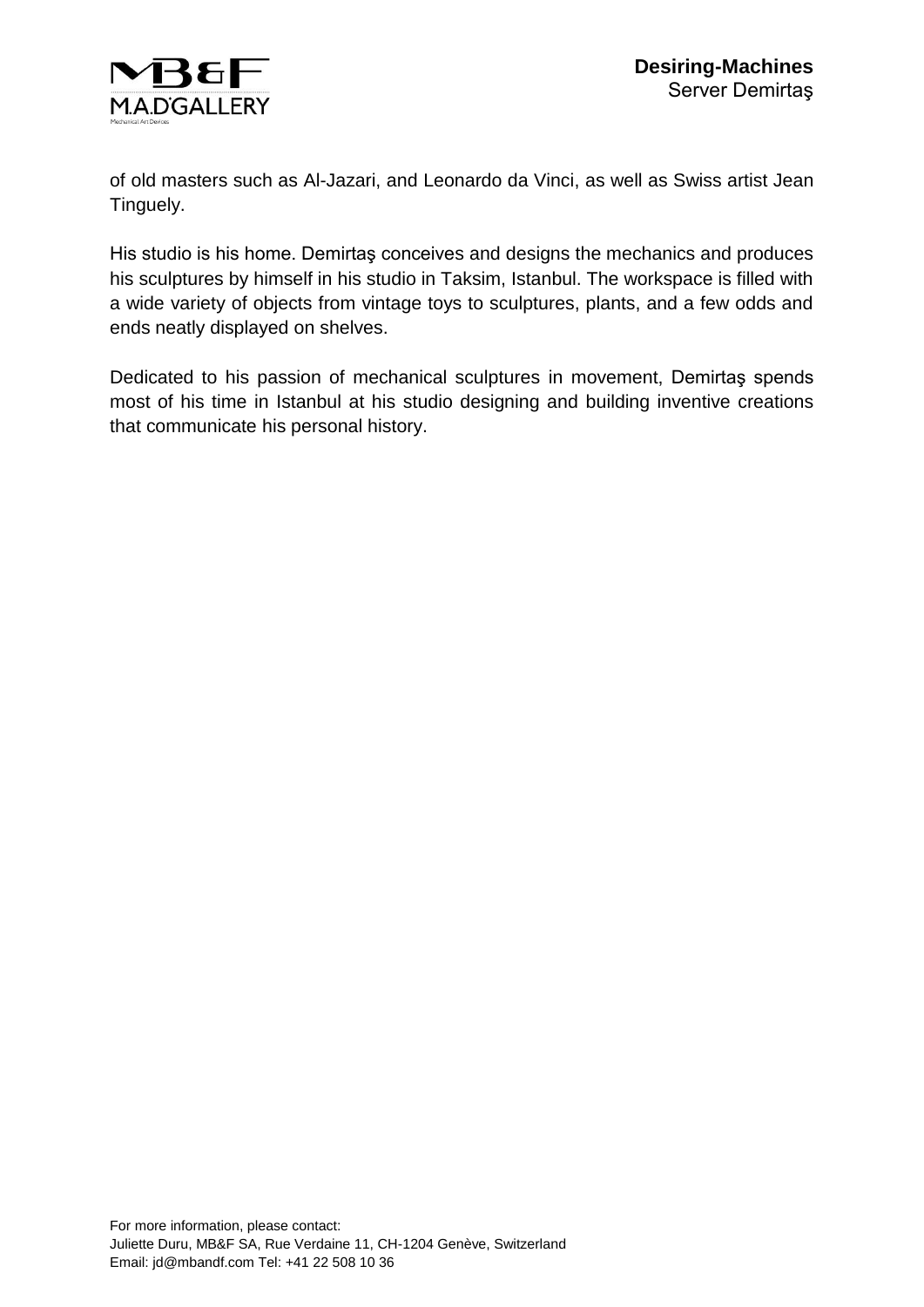of old masters such as Al-Jazari, and Leonardo da Vinci, as well as Swiss artist Jean Tinguely.

His studio is his home. Demirtaş conceives and designs the mechanics and produces his sculptures by himself in his studio in Taksim, Istanbul. The workspace is filled with a wide variety of objects from vintage toys to sculptures, plants, and a few odds and ends neatly displayed on shelves.

Dedicated to his passion of mechanical sculptures in movement, Demirtaş spends most of his time in Istanbul at his studio designing and building inventive creations that communicate his personal history.

For more information, please contact:
Juliette Duru, MB&F SA, Rue Verdaine 11, CH-1204 Genève, Switzerland
Email: jd@mbandf.com Tel: +41 22 508 10 36